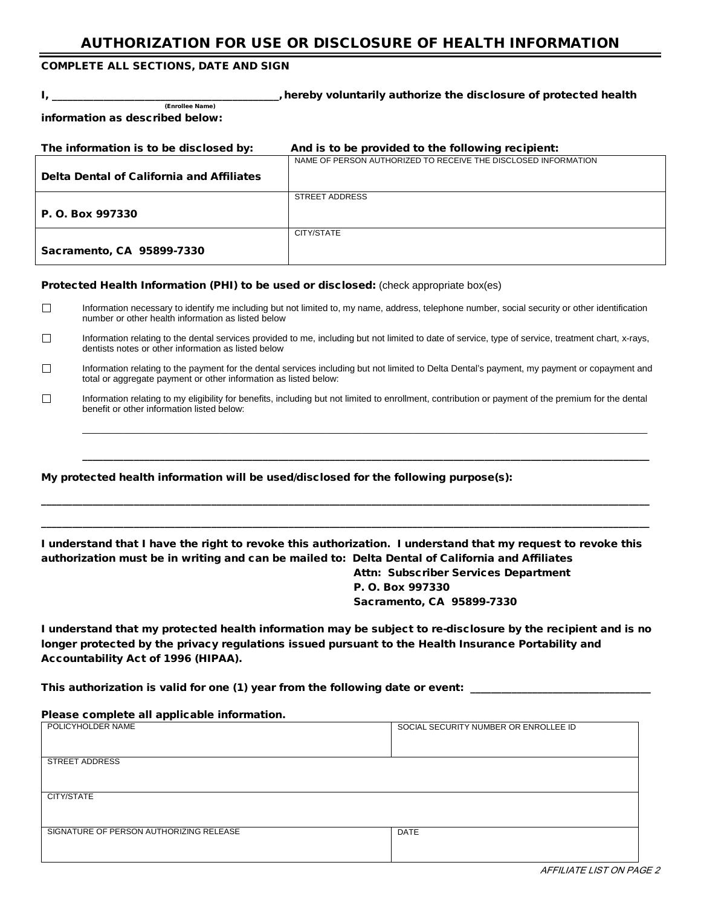# AUTHORIZATION FOR USE OR DISCLOSURE OF HEALTH INFORMATION

**COMPLETE ALL SECTIONS, DATE AND SIGN**

**I, ______________________________________, hereby voluntarily authorize the disclosure of protected health information as described below:**

(Enrollee Name)

| The information is to be disclosed by: | And is to be provided to the following recipient: |
|---|---|
| **Delta Dental of California and Affiliates** | NAME OF PERSON AUTHORIZED TO RECEIVE THE DISCLOSED INFORMATION |
| **P. O. Box 997330** | STREET ADDRESS |
| **Sacramento, CA 95899-7330** | CITY/STATE |

**Protected Health Information (PHI) to be used or disclosed:** (check appropriate box(es)

☐ Information necessary to identify me including but not limited to, my name, address, telephone number, social security or other identification number or other health information as listed below

☐ Information relating to the dental services provided to me, including but not limited to date of service, type of service, treatment chart, x-rays, dentists notes or other information as listed below

☐ Information relating to the payment for the dental services including but not limited to Delta Dental's payment, my payment or copayment and total or aggregate payment or other information as listed below:

☐ Information relating to my eligibility for benefits, including but not limited to enrollment, contribution or payment of the premium for the dental benefit or other information listed below:

________________________________________________________________________________

________________________________________________________________________________

**My protected health information will be used/disclosed for the following purpose(s):**

________________________________________________________________________________

________________________________________________________________________________

**I understand that I have the right to revoke this authorization. I understand that my request to revoke this authorization must be in writing and can be mailed to: Delta Dental of California and Affiliates**
**Attn: Subscriber Services Department**
**P. O. Box 997330**
**Sacramento, CA 95899-7330**

**I understand that my protected health information may be subject to re-disclosure by the recipient and is no longer protected by the privacy regulations issued pursuant to the Health Insurance Portability and Accountability Act of 1996 (HIPAA).**

**This authorization is valid for one (1) year from the following date or event: ______________________________**

**Please complete all applicable information.**

| POLICYHOLDER NAME | SOCIAL SECURITY NUMBER OR ENROLLEE ID |
|---|---|
| STREET ADDRESS | |
| CITY/STATE | |
| SIGNATURE OF PERSON AUTHORIZING RELEASE | DATE |

*AFFILIATE LIST ON PAGE 2*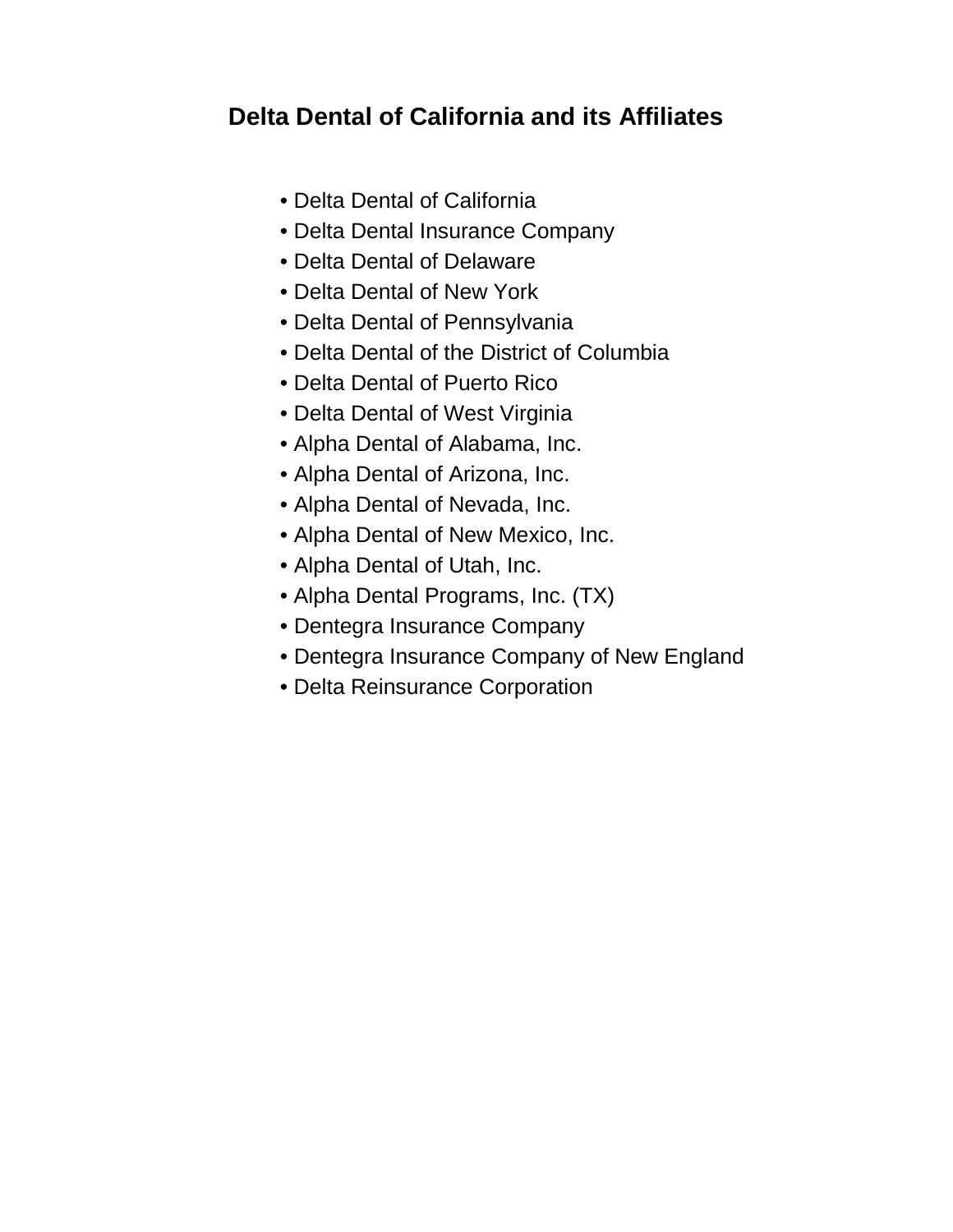## Delta Dental of California and its Affiliates

- Delta Dental of California
- Delta Dental Insurance Company
- Delta Dental of Delaware
- Delta Dental of New York
- Delta Dental of Pennsylvania
- Delta Dental of the District of Columbia
- Delta Dental of Puerto Rico
- Delta Dental of West Virginia
- Alpha Dental of Alabama, Inc.
- Alpha Dental of Arizona, Inc.
- Alpha Dental of Nevada, Inc.
- Alpha Dental of New Mexico, Inc.
- Alpha Dental of Utah, Inc.
- Alpha Dental Programs, Inc. (TX)
- Dentegra Insurance Company
- Dentegra Insurance Company of New England
- Delta Reinsurance Corporation